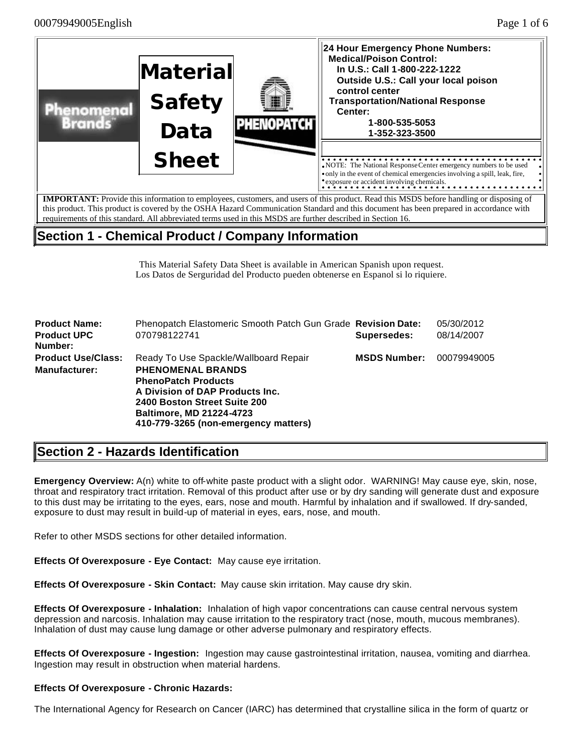# Material Safety Data Sheet

**24 Hour Emergency Phone Numbers:**
**Medical/Poison Control:**
**In U.S.: Call 1-800-222-1222**
**Outside U.S.: Call your local poison control center**
**Transportation/National Response Center:**
**1-800-535-5053**
**1-352-323-3500**

NOTE: The National Response Center emergency numbers to be used only in the event of chemical emergencies involving a spill, leak, fire, exposure or accident involving chemicals.

**IMPORTANT:** Provide this information to employees, customers, and users of this product. Read this MSDS before handling or disposing of this product. This product is covered by the OSHA Hazard Communication Standard and this document has been prepared in accordance with requirements of this standard. All abbreviated terms used in this MSDS are further described in Section 16.

## Section 1 - Chemical Product / Company Information

This Material Safety Data Sheet is available in American Spanish upon request.
Los Datos de Serguridad del Producto pueden obtenerse en Espanol si lo riquiere.

| | | | |
|---|---|---|---|
| **Product Name:** | Phenopatch Elastomeric Smooth Patch Gun Grade | **Revision Date:** | 05/30/2012 |
| **Product UPC Number:** | 070798122741 | **Supersedes:** | 08/14/2007 |
| **Product Use/Class:** | Ready To Use Spackle/Wallboard Repair | **MSDS Number:** | 00079949005 |
| **Manufacturer:** | **PHENOMENAL BRANDS**<br>**PhenoPatch Products**<br>**A Division of DAP Products Inc.**<br>**2400 Boston Street Suite 200**<br>**Baltimore, MD 21224-4723**<br>**410-779-3265 (non-emergency matters)** | | |

## Section 2 - Hazards Identification

**Emergency Overview:** A(n) white to off-white paste product with a slight odor. WARNING! May cause eye, skin, nose, throat and respiratory tract irritation. Removal of this product after use or by dry sanding will generate dust and exposure to this dust may be irritating to the eyes, ears, nose and mouth. Harmful by inhalation and if swallowed. If dry-sanded, exposure to dust may result in build-up of material in eyes, ears, nose, and mouth.

Refer to other MSDS sections for other detailed information.

**Effects Of Overexposure - Eye Contact:** May cause eye irritation.

**Effects Of Overexposure - Skin Contact:** May cause skin irritation. May cause dry skin.

**Effects Of Overexposure - Inhalation:** Inhalation of high vapor concentrations can cause central nervous system depression and narcosis. Inhalation may cause irritation to the respiratory tract (nose, mouth, mucous membranes). Inhalation of dust may cause lung damage or other adverse pulmonary and respiratory effects.

**Effects Of Overexposure - Ingestion:** Ingestion may cause gastrointestinal irritation, nausea, vomiting and diarrhea. Ingestion may result in obstruction when material hardens.

**Effects Of Overexposure - Chronic Hazards:**

The International Agency for Research on Cancer (IARC) has determined that crystalline silica in the form of quartz or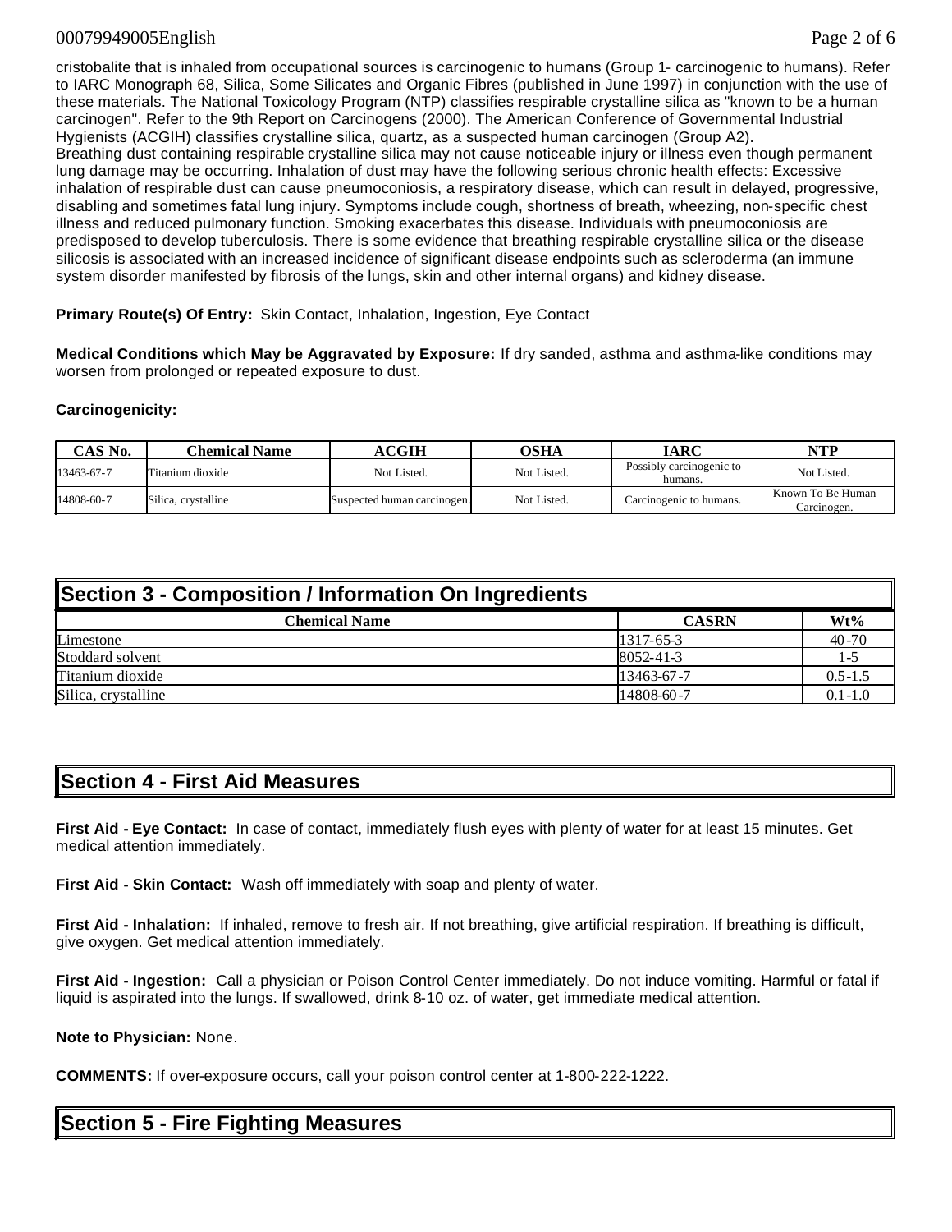cristobalite that is inhaled from occupational sources is carcinogenic to humans (Group 1- carcinogenic to humans). Refer to IARC Monograph 68, Silica, Some Silicates and Organic Fibres (published in June 1997) in conjunction with the use of these materials. The National Toxicology Program (NTP) classifies respirable crystalline silica as "known to be a human carcinogen". Refer to the 9th Report on Carcinogens (2000). The American Conference of Governmental Industrial Hygienists (ACGIH) classifies crystalline silica, quartz, as a suspected human carcinogen (Group A2).
Breathing dust containing respirable crystalline silica may not cause noticeable injury or illness even though permanent lung damage may be occurring. Inhalation of dust may have the following serious chronic health effects: Excessive inhalation of respirable dust can cause pneumoconiosis, a respiratory disease, which can result in delayed, progressive, disabling and sometimes fatal lung injury. Symptoms include cough, shortness of breath, wheezing, non-specific chest illness and reduced pulmonary function. Smoking exacerbates this disease. Individuals with pneumoconiosis are predisposed to develop tuberculosis. There is some evidence that breathing respirable crystalline silica or the disease silicosis is associated with an increased incidence of significant disease endpoints such as scleroderma (an immune system disorder manifested by fibrosis of the lungs, skin and other internal organs) and kidney disease.

**Primary Route(s) Of Entry:** Skin Contact, Inhalation, Ingestion, Eye Contact

**Medical Conditions which May be Aggravated by Exposure:** If dry sanded, asthma and asthma-like conditions may worsen from prolonged or repeated exposure to dust.

**Carcinogenicity:**

| CAS No. | Chemical Name | ACGIH | OSHA | IARC | NTP |
|---|---|---|---|---|---|
| 13463-67-7 | Titanium dioxide | Not Listed. | Not Listed. | Possibly carcinogenic to humans. | Not Listed. |
| 14808-60-7 | Silica, crystalline | Suspected human carcinogen. | Not Listed. | Carcinogenic to humans. | Known To Be Human Carcinogen. |

## Section 3 - Composition / Information On Ingredients

| Chemical Name | CASRN | Wt% |
|---|---|---|
| Limestone | 1317-65-3 | 40-70 |
| Stoddard solvent | 8052-41-3 | 1-5 |
| Titanium dioxide | 13463-67-7 | 0.5-1.5 |
| Silica, crystalline | 14808-60-7 | 0.1-1.0 |

## Section 4 - First Aid Measures

**First Aid - Eye Contact:** In case of contact, immediately flush eyes with plenty of water for at least 15 minutes. Get medical attention immediately.

**First Aid - Skin Contact:** Wash off immediately with soap and plenty of water.

**First Aid - Inhalation:** If inhaled, remove to fresh air. If not breathing, give artificial respiration. If breathing is difficult, give oxygen. Get medical attention immediately.

**First Aid - Ingestion:** Call a physician or Poison Control Center immediately. Do not induce vomiting. Harmful or fatal if liquid is aspirated into the lungs. If swallowed, drink 8-10 oz. of water, get immediate medical attention.

**Note to Physician:** None.

**COMMENTS:** If over-exposure occurs, call your poison control center at 1-800-222-1222.

## Section 5 - Fire Fighting Measures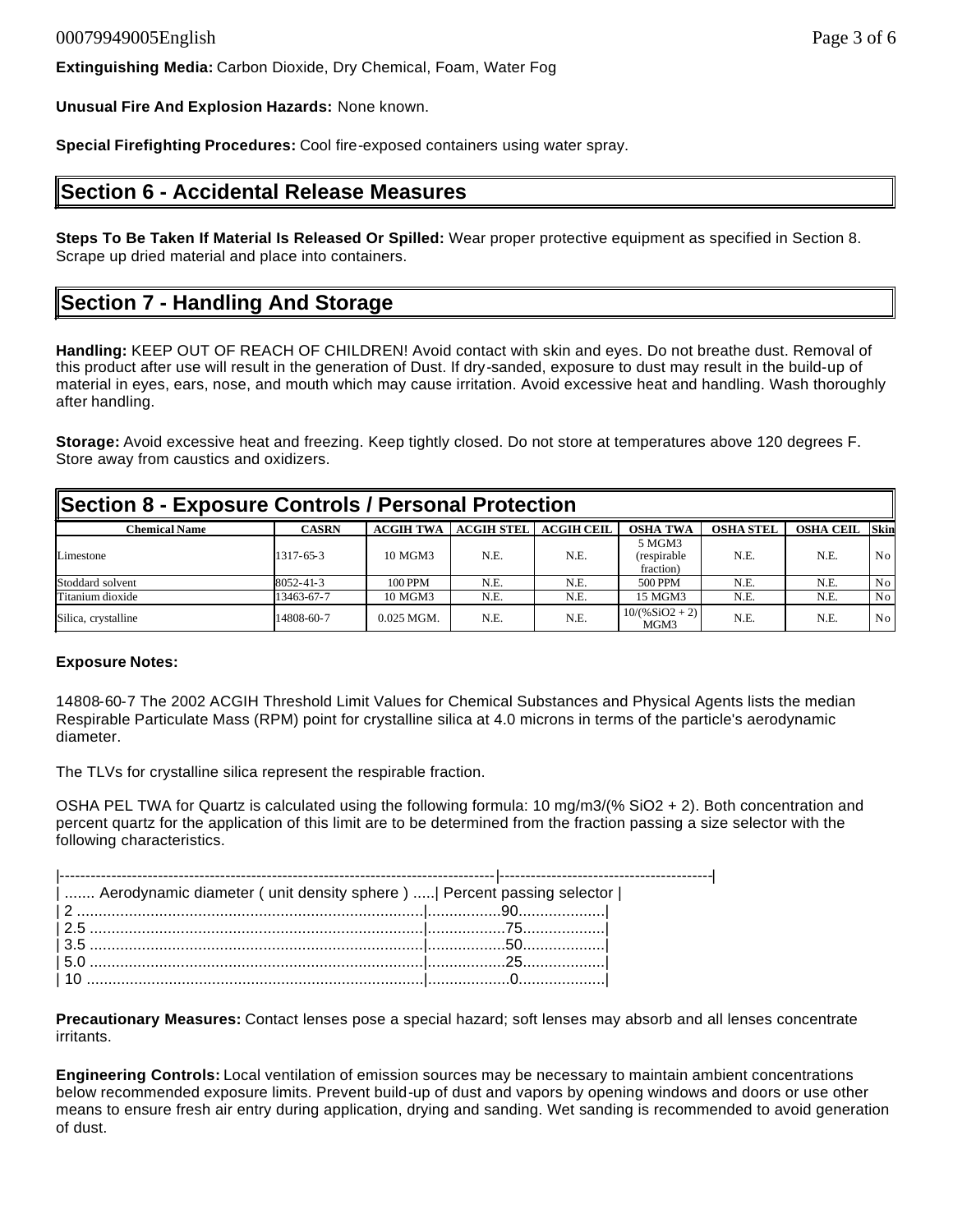**Extinguishing Media:** Carbon Dioxide, Dry Chemical, Foam, Water Fog

**Unusual Fire And Explosion Hazards:** None known.

**Special Firefighting Procedures:** Cool fire-exposed containers using water spray.

## Section 6 - Accidental Release Measures

**Steps To Be Taken If Material Is Released Or Spilled:** Wear proper protective equipment as specified in Section 8. Scrape up dried material and place into containers.

## Section 7 - Handling And Storage

**Handling:** KEEP OUT OF REACH OF CHILDREN! Avoid contact with skin and eyes. Do not breathe dust. Removal of this product after use will result in the generation of Dust. If dry-sanded, exposure to dust may result in the build-up of material in eyes, ears, nose, and mouth which may cause irritation. Avoid excessive heat and handling. Wash thoroughly after handling.

**Storage:** Avoid excessive heat and freezing. Keep tightly closed. Do not store at temperatures above 120 degrees F. Store away from caustics and oxidizers.

## Section 8 - Exposure Controls / Personal Protection

| Chemical Name | CASRN | ACGIH TWA | ACGIH STEL | ACGIH CEIL | OSHA TWA | OSHA STEL | OSHA CEIL | Skin |
|---|---|---|---|---|---|---|---|---|
| Limestone | 1317-65-3 | 10 MGM3 | N.E. | N.E. | 5 MGM3 (respirable fraction) | N.E. | N.E. | No |
| Stoddard solvent | 8052-41-3 | 100 PPM | N.E. | N.E. | 500 PPM | N.E. | N.E. | No |
| Titanium dioxide | 13463-67-7 | 10 MGM3 | N.E. | N.E. | 15 MGM3 | N.E. | N.E. | No |
| Silica, crystalline | 14808-60-7 | 0.025 MGM. | N.E. | N.E. | 10/(%SiO2 + 2) MGM3 | N.E. | N.E. | No |

**Exposure Notes:**

14808-60-7 The 2002 ACGIH Threshold Limit Values for Chemical Substances and Physical Agents lists the median Respirable Particulate Mass (RPM) point for crystalline silica at 4.0 microns in terms of the particle's aerodynamic diameter.

The TLVs for crystalline silica represent the respirable fraction.

OSHA PEL TWA for Quartz is calculated using the following formula: 10 mg/m3/(% SiO2 + 2). Both concentration and percent quartz for the application of this limit are to be determined from the fraction passing a size selector with the following characteristics.

| Aerodynamic diameter ( unit density sphere ) | Percent passing selector |
|---|---|
| 2 | 90 |
| 2.5 | 75 |
| 3.5 | 50 |
| 5.0 | 25 |
| 10 | 0 |

**Precautionary Measures:** Contact lenses pose a special hazard; soft lenses may absorb and all lenses concentrate irritants.

**Engineering Controls:** Local ventilation of emission sources may be necessary to maintain ambient concentrations below recommended exposure limits. Prevent build-up of dust and vapors by opening windows and doors or use other means to ensure fresh air entry during application, drying and sanding. Wet sanding is recommended to avoid generation of dust.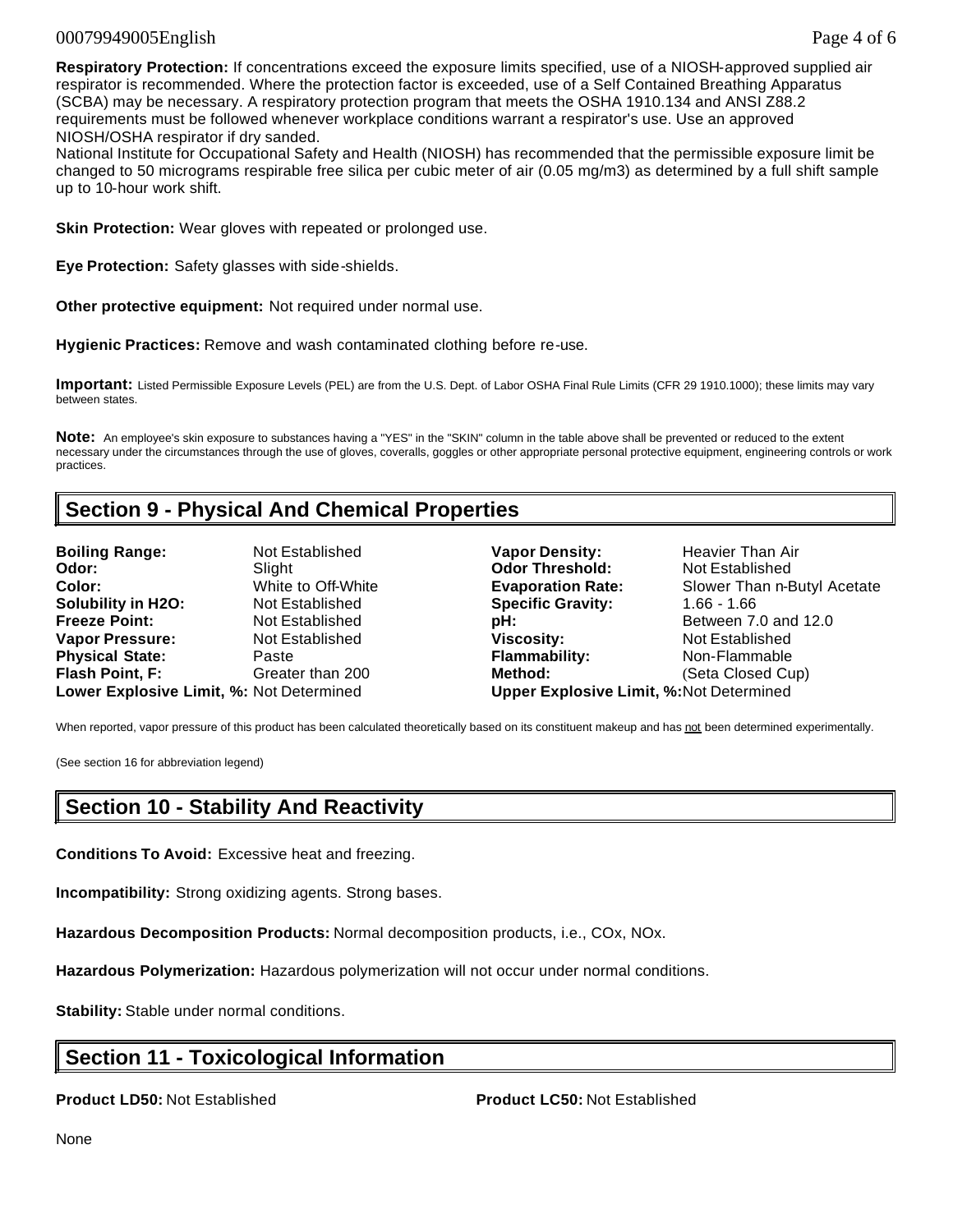**Respiratory Protection:** If concentrations exceed the exposure limits specified, use of a NIOSH-approved supplied air respirator is recommended. Where the protection factor is exceeded, use of a Self Contained Breathing Apparatus (SCBA) may be necessary. A respiratory protection program that meets the OSHA 1910.134 and ANSI Z88.2 requirements must be followed whenever workplace conditions warrant a respirator's use. Use an approved NIOSH/OSHA respirator if dry sanded.
National Institute for Occupational Safety and Health (NIOSH) has recommended that the permissible exposure limit be changed to 50 micrograms respirable free silica per cubic meter of air (0.05 mg/m3) as determined by a full shift sample up to 10-hour work shift.

**Skin Protection:** Wear gloves with repeated or prolonged use.

**Eye Protection:** Safety glasses with side-shields.

**Other protective equipment:** Not required under normal use.

**Hygienic Practices:** Remove and wash contaminated clothing before re-use.

**Important:** Listed Permissible Exposure Levels (PEL) are from the U.S. Dept. of Labor OSHA Final Rule Limits (CFR 29 1910.1000); these limits may vary between states.

**Note:** An employee's skin exposure to substances having a "YES" in the "SKIN" column in the table above shall be prevented or reduced to the extent necessary under the circumstances through the use of gloves, coveralls, goggles or other appropriate personal protective equipment, engineering controls or work practices.

## Section 9 - Physical And Chemical Properties

| | | | |
|---|---|---|---|
| **Boiling Range:** | Not Established | **Vapor Density:** | Heavier Than Air |
| **Odor:** | Slight | **Odor Threshold:** | Not Established |
| **Color:** | White to Off-White | **Evaporation Rate:** | Slower Than n-Butyl Acetate |
| **Solubility in H2O:** | Not Established | **Specific Gravity:** | 1.66 - 1.66 |
| **Freeze Point:** | Not Established | **pH:** | Between 7.0 and 12.0 |
| **Vapor Pressure:** | Not Established | **Viscosity:** | Not Established |
| **Physical State:** | Paste | **Flammability:** | Non-Flammable |
| **Flash Point, F:** | Greater than 200 | **Method:** | (Seta Closed Cup) |
| **Lower Explosive Limit, %:** | Not Determined | **Upper Explosive Limit, %:** | Not Determined |

When reported, vapor pressure of this product has been calculated theoretically based on its constituent makeup and has not been determined experimentally.

(See section 16 for abbreviation legend)

## Section 10 - Stability And Reactivity

**Conditions To Avoid:** Excessive heat and freezing.

**Incompatibility:** Strong oxidizing agents. Strong bases.

**Hazardous Decomposition Products:** Normal decomposition products, i.e., COx, NOx.

**Hazardous Polymerization:** Hazardous polymerization will not occur under normal conditions.

**Stability:** Stable under normal conditions.

## Section 11 - Toxicological Information

**Product LD50:** Not Established

**Product LC50:** Not Established

None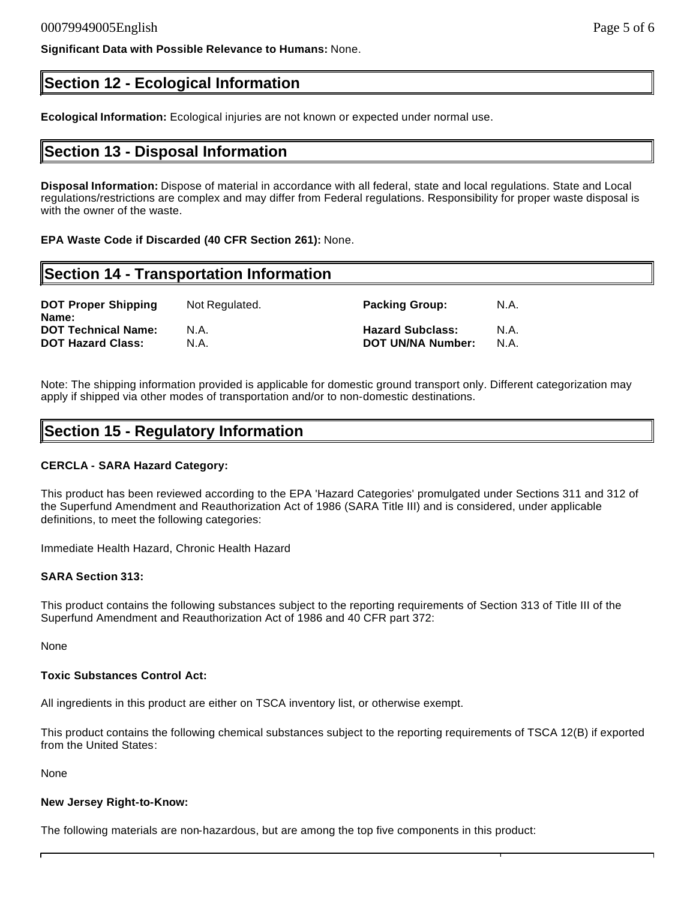**Significant Data with Possible Relevance to Humans:** None.

## Section 12 - Ecological Information

**Ecological Information:** Ecological injuries are not known or expected under normal use.

## Section 13 - Disposal Information

**Disposal Information:** Dispose of material in accordance with all federal, state and local regulations. State and Local regulations/restrictions are complex and may differ from Federal regulations. Responsibility for proper waste disposal is with the owner of the waste.

**EPA Waste Code if Discarded (40 CFR Section 261):** None.

## Section 14 - Transportation Information

| | | | |
|---|---|---|---|
| **DOT Proper Shipping Name:** | Not Regulated. | **Packing Group:** | N.A. |
| **DOT Technical Name:** | N.A. | **Hazard Subclass:** | N.A. |
| **DOT Hazard Class:** | N.A. | **DOT UN/NA Number:** | N.A. |

Note: The shipping information provided is applicable for domestic ground transport only. Different categorization may apply if shipped via other modes of transportation and/or to non-domestic destinations.

## Section 15 - Regulatory Information

**CERCLA - SARA Hazard Category:**

This product has been reviewed according to the EPA 'Hazard Categories' promulgated under Sections 311 and 312 of the Superfund Amendment and Reauthorization Act of 1986 (SARA Title III) and is considered, under applicable definitions, to meet the following categories:

Immediate Health Hazard, Chronic Health Hazard

**SARA Section 313:**

This product contains the following substances subject to the reporting requirements of Section 313 of Title III of the Superfund Amendment and Reauthorization Act of 1986 and 40 CFR part 372:

None

**Toxic Substances Control Act:**

All ingredients in this product are either on TSCA inventory list, or otherwise exempt.

This product contains the following chemical substances subject to the reporting requirements of TSCA 12(B) if exported from the United States:

None

**New Jersey Right-to-Know:**

The following materials are non-hazardous, but are among the top five components in this product: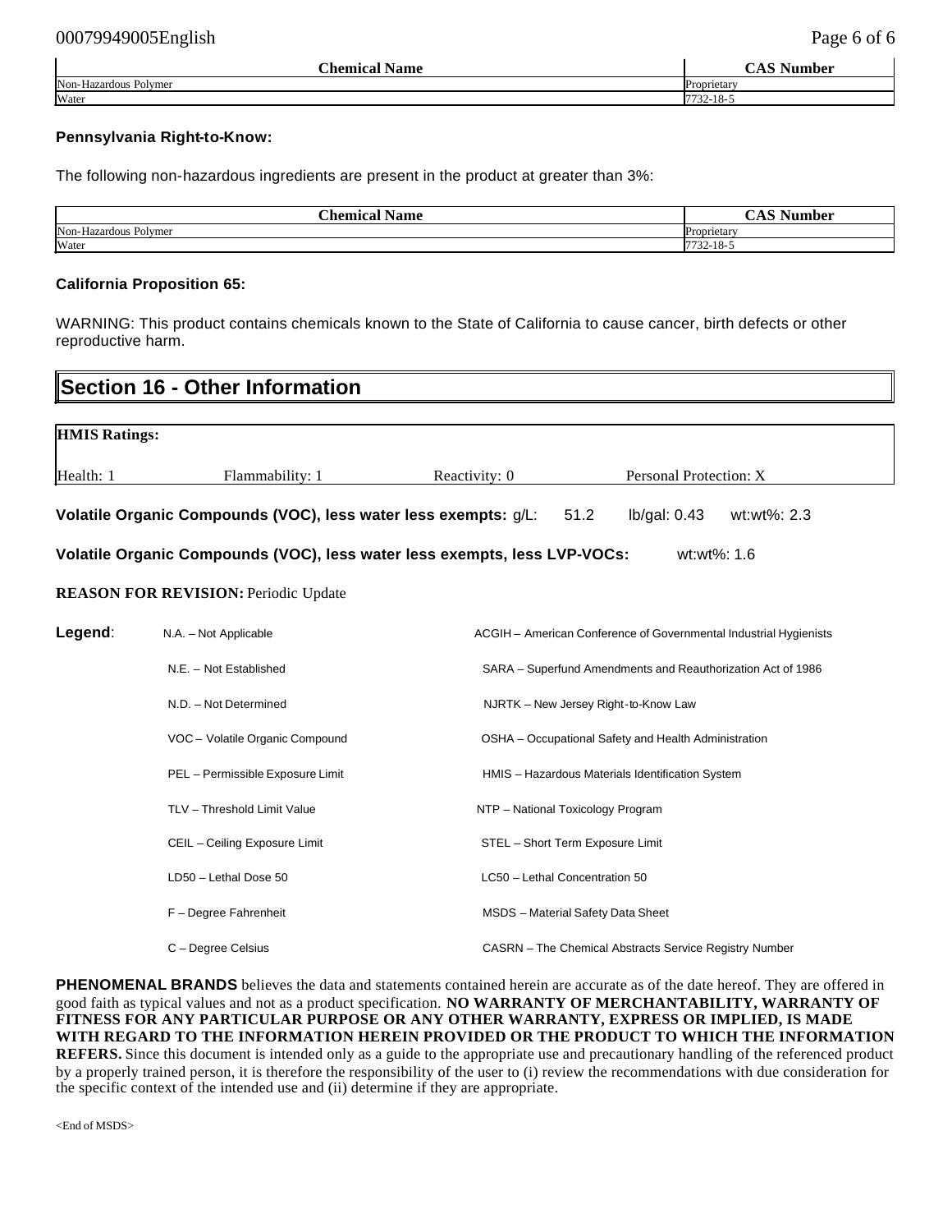| Chemical Name | CAS Number |
|---|---|
| Non-Hazardous Polymer | Proprietary |
| Water | 7732-18-5 |

**Pennsylvania Right-to-Know:**

The following non-hazardous ingredients are present in the product at greater than 3%:

| Chemical Name | CAS Number |
|---|---|
| Non-Hazardous Polymer | Proprietary |
| Water | 7732-18-5 |

**California Proposition 65:**

WARNING: This product contains chemicals known to the State of California to cause cancer, birth defects or other reproductive harm.

## Section 16 - Other Information

| HMIS Ratings: | | | |
|---|---|---|---|
| Health: 1 | Flammability: 1 | Reactivity: 0 | Personal Protection: X |

**Volatile Organic Compounds (VOC), less water less exempts:** g/L: 51.2 lb/gal: 0.43 wt:wt%: 2.3

**Volatile Organic Compounds (VOC), less water less exempts, less LVP-VOCs:** wt:wt%: 1.6

**REASON FOR REVISION:** Periodic Update

**Legend**:

| | |
|---|---|
| N.A. – Not Applicable | ACGIH – American Conference of Governmental Industrial Hygienists |
| N.E. – Not Established | SARA – Superfund Amendments and Reauthorization Act of 1986 |
| N.D. – Not Determined | NJRTK – New Jersey Right-to-Know Law |
| VOC – Volatile Organic Compound | OSHA – Occupational Safety and Health Administration |
| PEL – Permissible Exposure Limit | HMIS – Hazardous Materials Identification System |
| TLV – Threshold Limit Value | NTP – National Toxicology Program |
| CEIL – Ceiling Exposure Limit | STEL – Short Term Exposure Limit |
| LD50 – Lethal Dose 50 | LC50 – Lethal Concentration 50 |
| F – Degree Fahrenheit | MSDS – Material Safety Data Sheet |
| C – Degree Celsius | CASRN – The Chemical Abstracts Service Registry Number |

**PHENOMENAL BRANDS** believes the data and statements contained herein are accurate as of the date hereof. They are offered in good faith as typical values and not as a product specification. **NO WARRANTY OF MERCHANTABILITY, WARRANTY OF FITNESS FOR ANY PARTICULAR PURPOSE OR ANY OTHER WARRANTY, EXPRESS OR IMPLIED, IS MADE WITH REGARD TO THE INFORMATION HEREIN PROVIDED OR THE PRODUCT TO WHICH THE INFORMATION REFERS.** Since this document is intended only as a guide to the appropriate use and precautionary handling of the referenced product by a properly trained person, it is therefore the responsibility of the user to (i) review the recommendations with due consideration for the specific context of the intended use and (ii) determine if they are appropriate.

<End of MSDS>